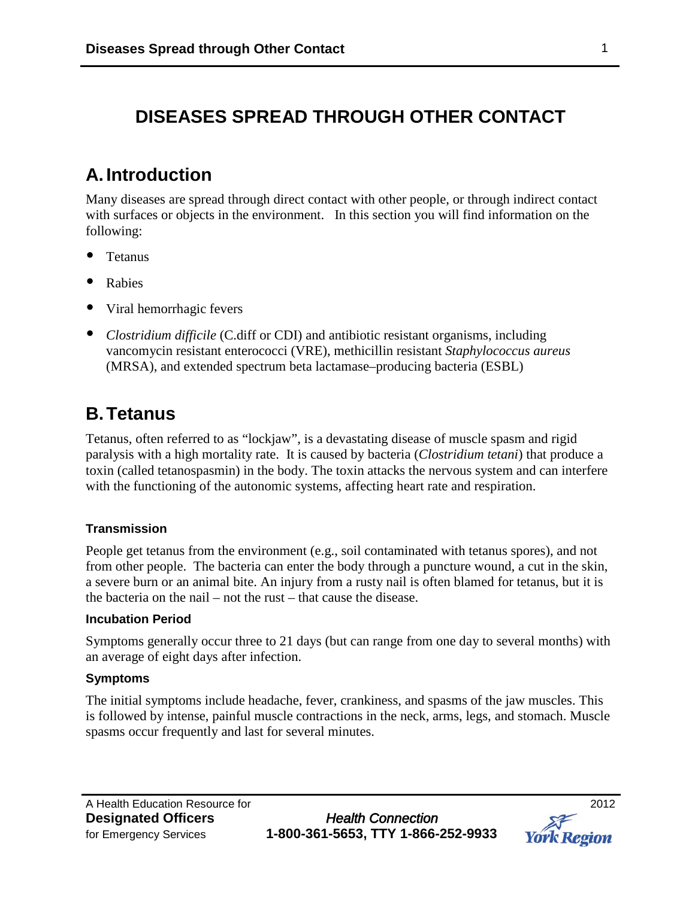# DISEASES SPREAD THROUGH OTHER CONTACT

## A. Introduction

Many diseases are spread through direct contact with other people, or through indirect contact with surfaces or objects in the environment. In this section you will find information on the following:

- Tetanus
- Rabies
- Viral hemorrhagic fevers
- *Clostridium difficile* (C.diff or CDI) and antibiotic resistant organisms, including vancomycin resistant enterococci (VRE), methicillin resistant *Staphylococcus aureus* (MRSA), and extended spectrum beta lactamase–producing bacteria (ESBL)

## B. Tetanus

Tetanus, often referred to as "lockjaw", is a devastating disease of muscle spasm and rigid paralysis with a high mortality rate. It is caused by bacteria (*Clostridium tetani*) that produce a toxin (called tetanospasmin) in the body. The toxin attacks the nervous system and can interfere with the functioning of the autonomic systems, affecting heart rate and respiration.

#### Transmission

People get tetanus from the environment (e.g., soil contaminated with tetanus spores), and not from other people. The bacteria can enter the body through a puncture wound, a cut in the skin, a severe burn or an animal bite. An injury from a rusty nail is often blamed for tetanus, but it is the bacteria on the nail – not the rust – that cause the disease.

#### Incubation Period

Symptoms generally occur three to 21 days (but can range from one day to several months) with an average of eight days after infection.

#### Symptoms

The initial symptoms include headache, fever, crankiness, and spasms of the jaw muscles. This is followed by intense, painful muscle contractions in the neck, arms, legs, and stomach. Muscle spasms occur frequently and last for several minutes.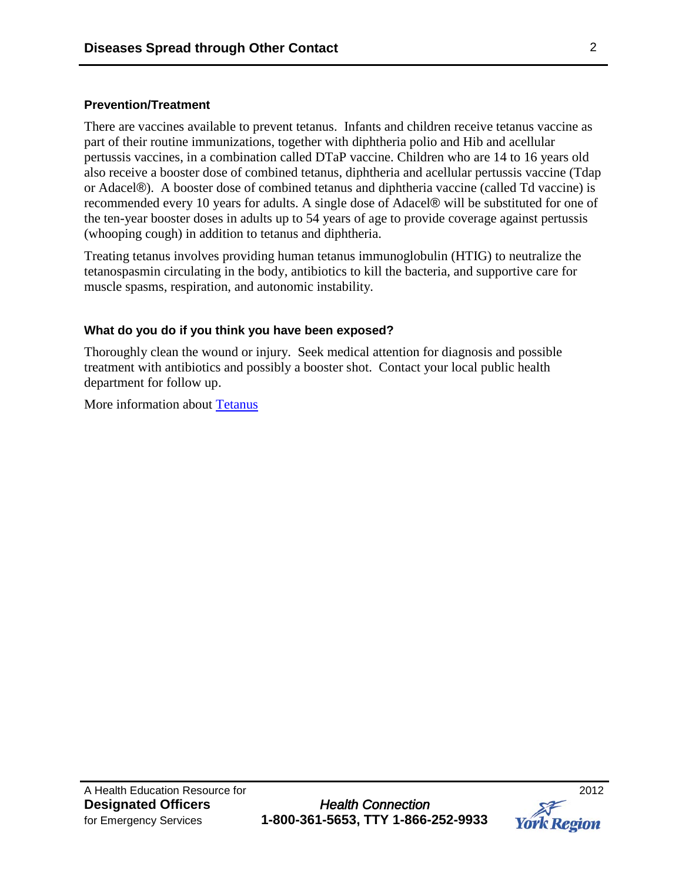### Prevention/Treatment

There are vaccines available to prevent tetanus. Infants and children receive tetanus vaccine as part of their routine immunizations, together with diphtheria polio and Hib and acellular pertussis vaccines, in a combination called DTaP vaccine. Children who are 14 to 16 years old also receive a booster dose of combined tetanus, diphtheria and acellular pertussis vaccine (Tdap or Adacel®). A booster dose of combined tetanus and diphtheria vaccine (called Td vaccine) is recommended every 10 years for adults. A single dose of Adacel® will be substituted for one of the ten-year booster doses in adults up to 54 years of age to provide coverage against pertussis (whooping cough) in addition to tetanus and diphtheria.

Treating tetanus involves providing human tetanus immunoglobulin (HTIG) to neutralize the tetanospasmin circulating in the body, antibiotics to kill the bacteria, and supportive care for muscle spasms, respiration, and autonomic instability.

### What do you do if you think you have been exposed?

Thoroughly clean the wound or injury. Seek medical attention for diagnosis and possible treatment with antibiotics and possibly a booster shot. Contact your local public health department for follow up.

More information about Tetanus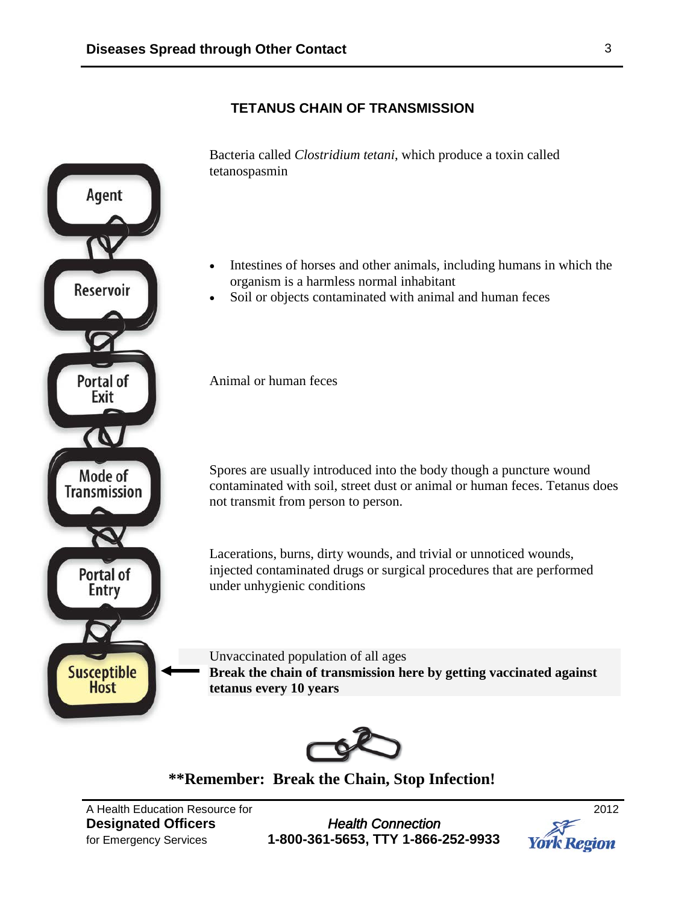## TETANUS CHAIN OF TRANSMISSION

| | |
|---|---|
| **Agent** | Bacteria called *Clostridium tetani*, which produce a toxin called tetanospasmin |
| **Reservoir** | • Intestines of horses and other animals, including humans in which the organism is a harmless normal inhabitant<br>• Soil or objects contaminated with animal and human feces |
| **Portal of Exit** | Animal or human feces |
| **Mode of Transmission** | Spores are usually introduced into the body though a puncture wound contaminated with soil, street dust or animal or human feces. Tetanus does not transmit from person to person. |
| **Portal of Entry** | Lacerations, burns, dirty wounds, and trivial or unnoticed wounds, injected contaminated drugs or surgical procedures that are performed under unhygienic conditions |
| **Susceptible Host** | Unvaccinated population of all ages<br>**Break the chain of transmission here by getting vaccinated against tetanus every 10 years** |

**\*\*Remember: Break the Chain, Stop Infection!**

A Health Education Resource for **Designated Officers** for Emergency Services — 2012

*Health Connection* **1-800-361-5653, TTY 1-866-252-9933**

York Region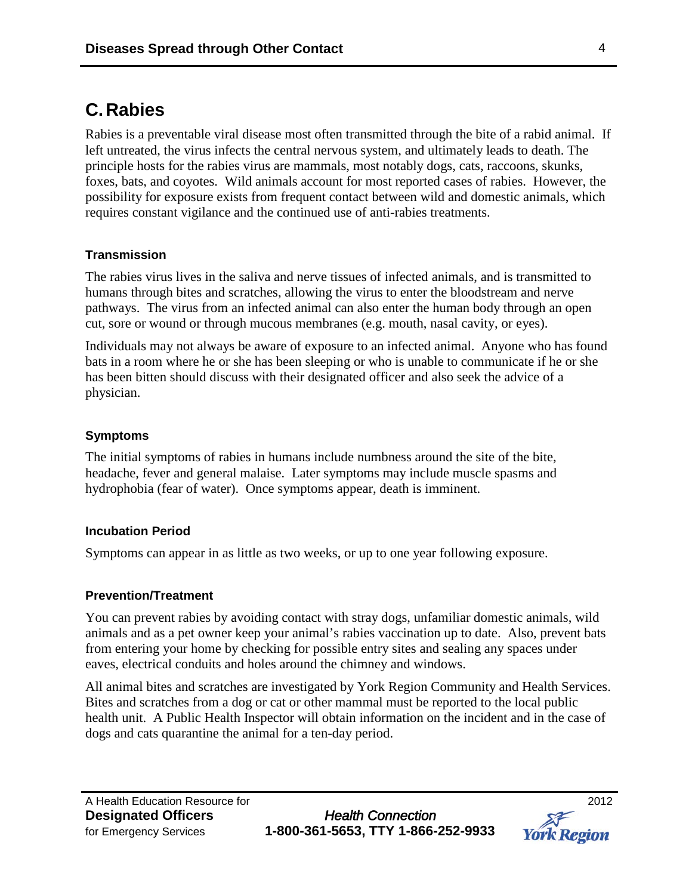## C. Rabies

Rabies is a preventable viral disease most often transmitted through the bite of a rabid animal. If left untreated, the virus infects the central nervous system, and ultimately leads to death. The principle hosts for the rabies virus are mammals, most notably dogs, cats, raccoons, skunks, foxes, bats, and coyotes. Wild animals account for most reported cases of rabies. However, the possibility for exposure exists from frequent contact between wild and domestic animals, which requires constant vigilance and the continued use of anti-rabies treatments.

### Transmission

The rabies virus lives in the saliva and nerve tissues of infected animals, and is transmitted to humans through bites and scratches, allowing the virus to enter the bloodstream and nerve pathways. The virus from an infected animal can also enter the human body through an open cut, sore or wound or through mucous membranes (e.g. mouth, nasal cavity, or eyes).

Individuals may not always be aware of exposure to an infected animal. Anyone who has found bats in a room where he or she has been sleeping or who is unable to communicate if he or she has been bitten should discuss with their designated officer and also seek the advice of a physician.

### Symptoms

The initial symptoms of rabies in humans include numbness around the site of the bite, headache, fever and general malaise. Later symptoms may include muscle spasms and hydrophobia (fear of water). Once symptoms appear, death is imminent.

### Incubation Period

Symptoms can appear in as little as two weeks, or up to one year following exposure.

### Prevention/Treatment

You can prevent rabies by avoiding contact with stray dogs, unfamiliar domestic animals, wild animals and as a pet owner keep your animal's rabies vaccination up to date. Also, prevent bats from entering your home by checking for possible entry sites and sealing any spaces under eaves, electrical conduits and holes around the chimney and windows.

All animal bites and scratches are investigated by York Region Community and Health Services. Bites and scratches from a dog or cat or other mammal must be reported to the local public health unit. A Public Health Inspector will obtain information on the incident and in the case of dogs and cats quarantine the animal for a ten-day period.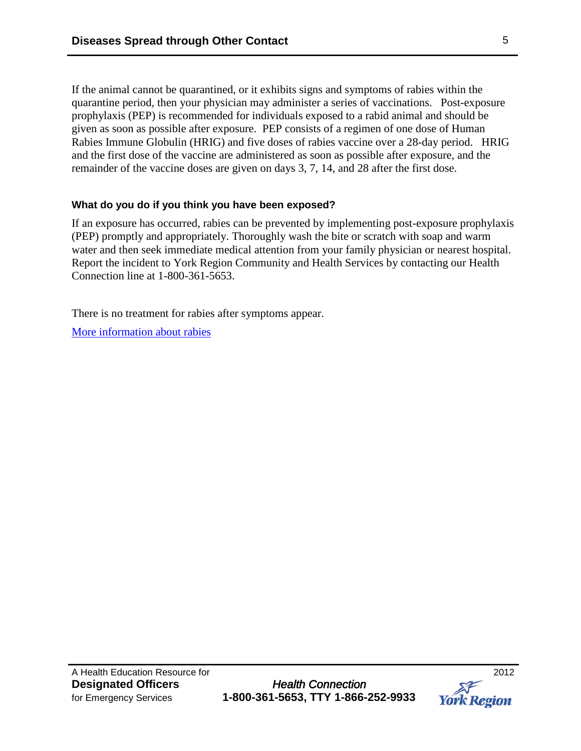If the animal cannot be quarantined, or it exhibits signs and symptoms of rabies within the quarantine period, then your physician may administer a series of vaccinations. Post-exposure prophylaxis (PEP) is recommended for individuals exposed to a rabid animal and should be given as soon as possible after exposure. PEP consists of a regimen of one dose of Human Rabies Immune Globulin (HRIG) and five doses of rabies vaccine over a 28-day period. HRIG and the first dose of the vaccine are administered as soon as possible after exposure, and the remainder of the vaccine doses are given on days 3, 7, 14, and 28 after the first dose.

#### What do you do if you think you have been exposed?

If an exposure has occurred, rabies can be prevented by implementing post-exposure prophylaxis (PEP) promptly and appropriately. Thoroughly wash the bite or scratch with soap and warm water and then seek immediate medical attention from your family physician or nearest hospital. Report the incident to York Region Community and Health Services by contacting our Health Connection line at 1-800-361-5653.

There is no treatment for rabies after symptoms appear.

More information about rabies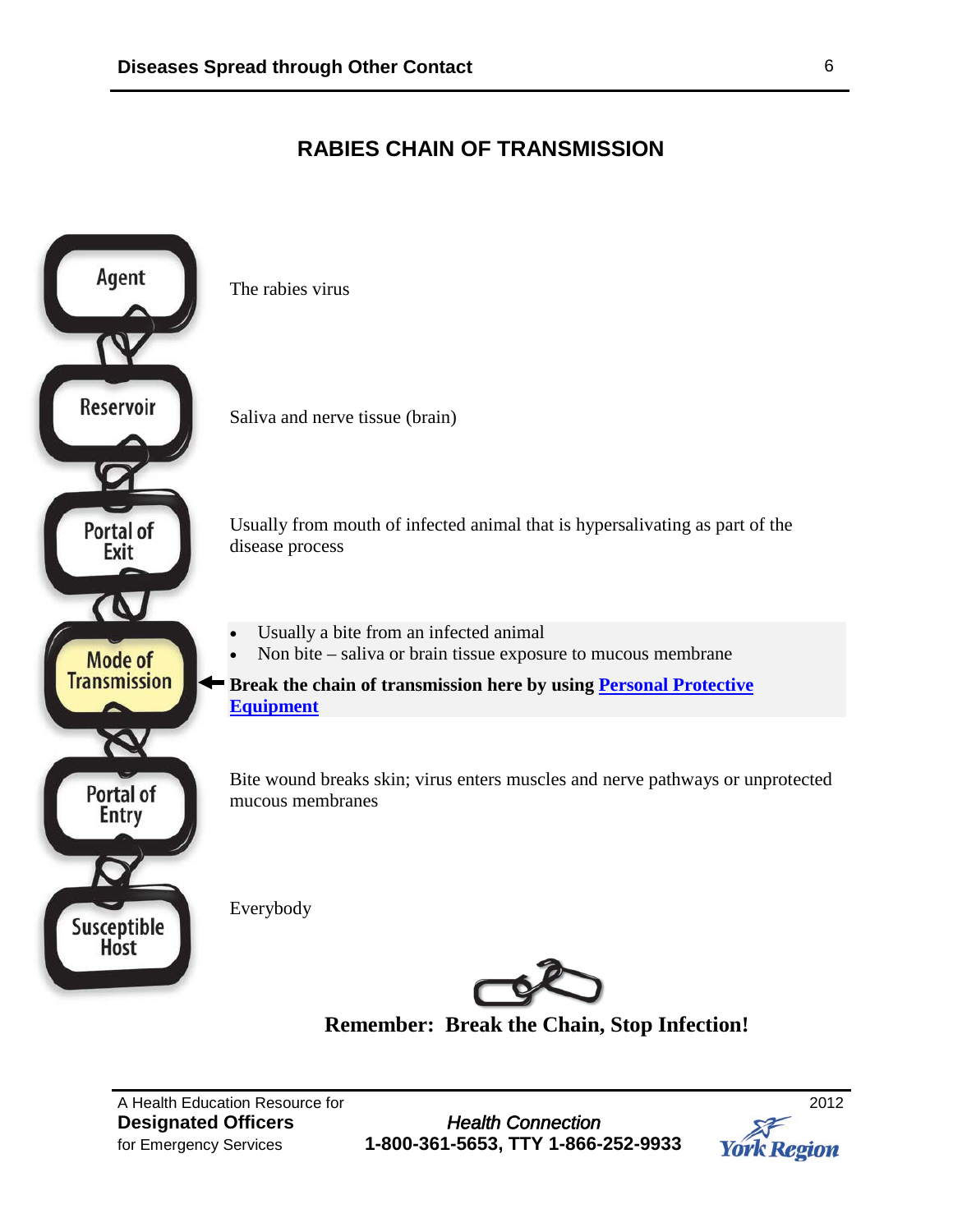# RABIES CHAIN OF TRANSMISSION

**Agent**

The rabies virus

**Reservoir**

Saliva and nerve tissue (brain)

**Portal of Exit**

Usually from mouth of infected animal that is hypersalivating as part of the disease process

**Mode of Transmission**

- Usually a bite from an infected animal
- Non bite – saliva or brain tissue exposure to mucous membrane

**Break the chain of transmission here by using Personal Protective Equipment**

**Portal of Entry**

Bite wound breaks skin; virus enters muscles and nerve pathways or unprotected mucous membranes

**Susceptible Host**

Everybody

**Remember: Break the Chain, Stop Infection!**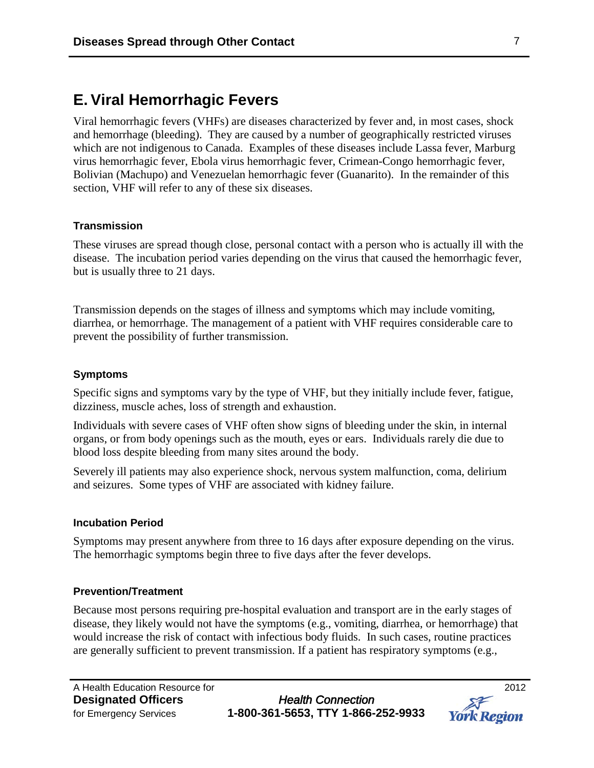## E. Viral Hemorrhagic Fevers

Viral hemorrhagic fevers (VHFs) are diseases characterized by fever and, in most cases, shock and hemorrhage (bleeding). They are caused by a number of geographically restricted viruses which are not indigenous to Canada. Examples of these diseases include Lassa fever, Marburg virus hemorrhagic fever, Ebola virus hemorrhagic fever, Crimean-Congo hemorrhagic fever, Bolivian (Machupo) and Venezuelan hemorrhagic fever (Guanarito). In the remainder of this section, VHF will refer to any of these six diseases.

### Transmission

These viruses are spread though close, personal contact with a person who is actually ill with the disease. The incubation period varies depending on the virus that caused the hemorrhagic fever, but is usually three to 21 days.

Transmission depends on the stages of illness and symptoms which may include vomiting, diarrhea, or hemorrhage. The management of a patient with VHF requires considerable care to prevent the possibility of further transmission.

### Symptoms

Specific signs and symptoms vary by the type of VHF, but they initially include fever, fatigue, dizziness, muscle aches, loss of strength and exhaustion.

Individuals with severe cases of VHF often show signs of bleeding under the skin, in internal organs, or from body openings such as the mouth, eyes or ears. Individuals rarely die due to blood loss despite bleeding from many sites around the body.

Severely ill patients may also experience shock, nervous system malfunction, coma, delirium and seizures. Some types of VHF are associated with kidney failure.

### Incubation Period

Symptoms may present anywhere from three to 16 days after exposure depending on the virus. The hemorrhagic symptoms begin three to five days after the fever develops.

### Prevention/Treatment

Because most persons requiring pre-hospital evaluation and transport are in the early stages of disease, they likely would not have the symptoms (e.g., vomiting, diarrhea, or hemorrhage) that would increase the risk of contact with infectious body fluids. In such cases, routine practices are generally sufficient to prevent transmission. If a patient has respiratory symptoms (e.g.,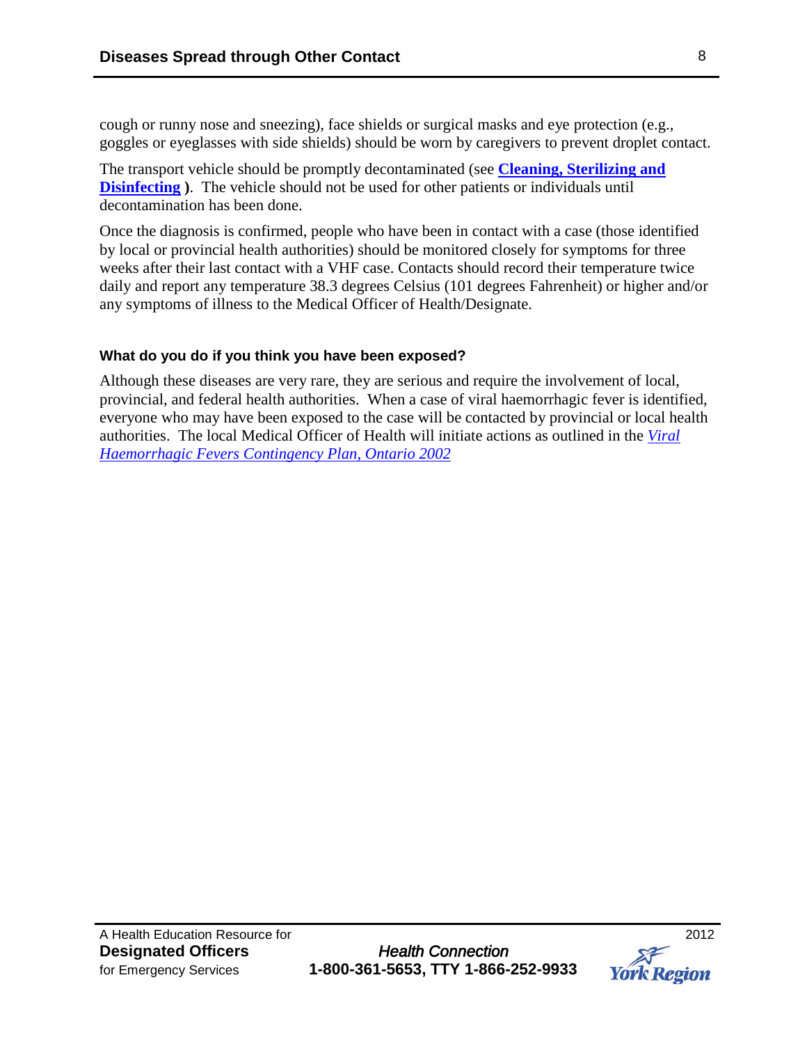cough or runny nose and sneezing), face shields or surgical masks and eye protection (e.g., goggles or eyeglasses with side shields) should be worn by caregivers to prevent droplet contact.

The transport vehicle should be promptly decontaminated (see **Cleaning, Sterilizing and Disinfecting** ). The vehicle should not be used for other patients or individuals until decontamination has been done.

Once the diagnosis is confirmed, people who have been in contact with a case (those identified by local or provincial health authorities) should be monitored closely for symptoms for three weeks after their last contact with a VHF case. Contacts should record their temperature twice daily and report any temperature 38.3 degrees Celsius (101 degrees Fahrenheit) or higher and/or any symptoms of illness to the Medical Officer of Health/Designate.

#### What do you do if you think you have been exposed?

Although these diseases are very rare, they are serious and require the involvement of local, provincial, and federal health authorities. When a case of viral haemorrhagic fever is identified, everyone who may have been exposed to the case will be contacted by provincial or local health authorities. The local Medical Officer of Health will initiate actions as outlined in the *Viral Haemorrhagic Fevers Contingency Plan, Ontario 2002*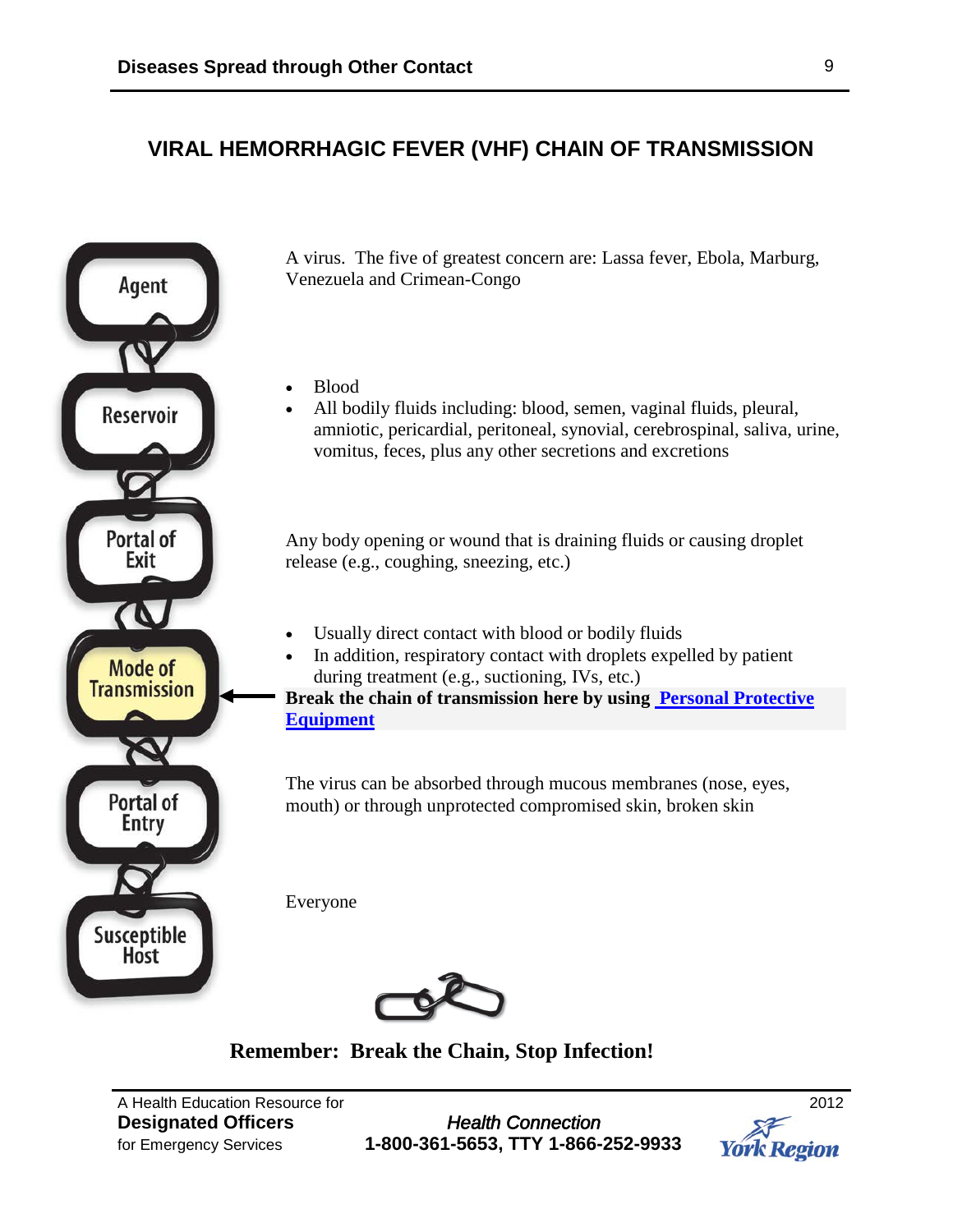# VIRAL HEMORRHAGIC FEVER (VHF) CHAIN OF TRANSMISSION

| Chain Link | Description |
| --- | --- |
| Agent | A virus. The five of greatest concern are: Lassa fever, Ebola, Marburg, Venezuela and Crimean-Congo |
| Reservoir | • Blood<br>• All bodily fluids including: blood, semen, vaginal fluids, pleural, amniotic, pericardial, peritoneal, synovial, cerebrospinal, saliva, urine, vomitus, feces, plus any other secretions and excretions |
| Portal of Exit | Any body opening or wound that is draining fluids or causing droplet release (e.g., coughing, sneezing, etc.) |
| Mode of Transmission | • Usually direct contact with blood or bodily fluids<br>• In addition, respiratory contact with droplets expelled by patient during treatment (e.g., suctioning, IVs, etc.)<br>**Break the chain of transmission here by using Personal Protective Equipment** |
| Portal of Entry | The virus can be absorbed through mucous membranes (nose, eyes, mouth) or through unprotected compromised skin, broken skin |
| Susceptible Host | Everyone |

**Remember: Break the Chain, Stop Infection!**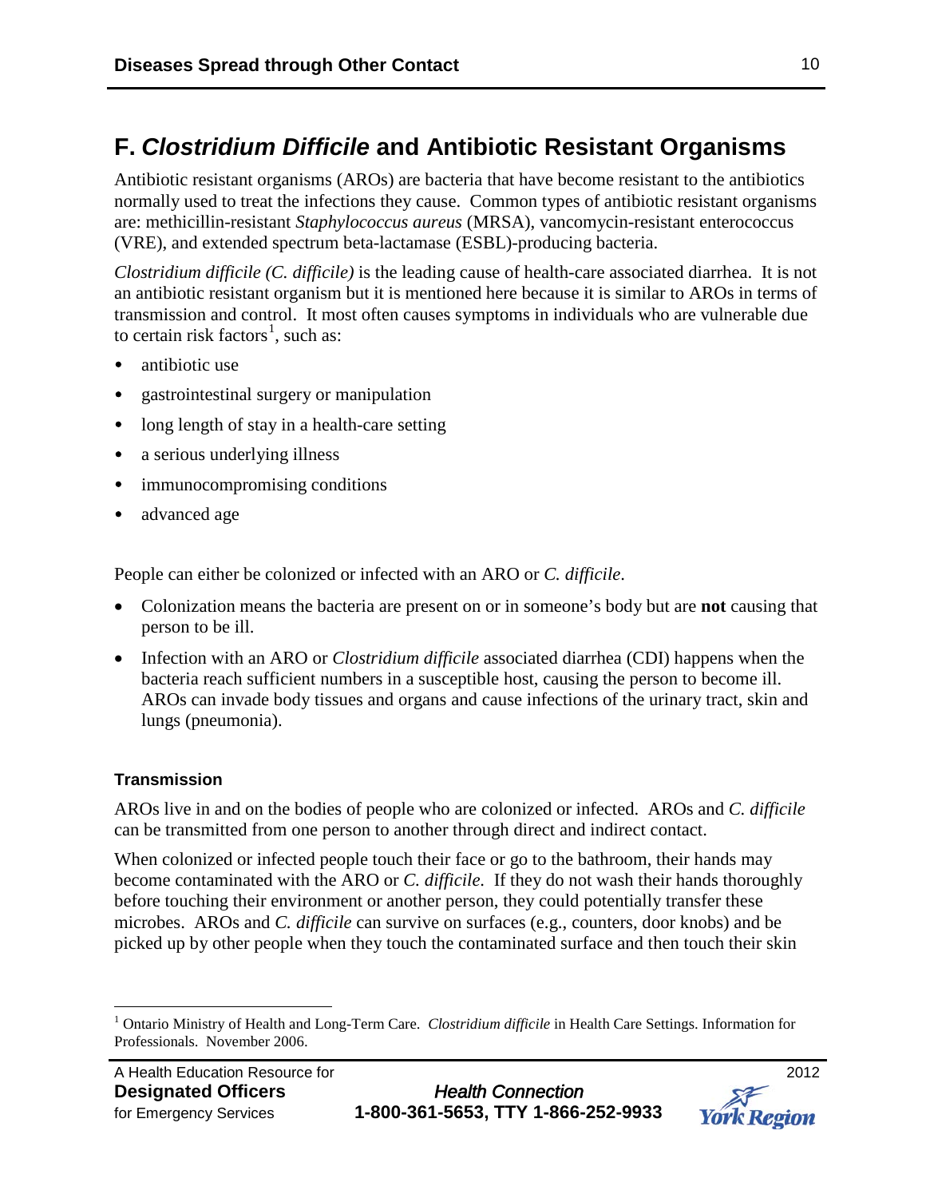## F. *Clostridium Difficile* and Antibiotic Resistant Organisms

Antibiotic resistant organisms (AROs) are bacteria that have become resistant to the antibiotics normally used to treat the infections they cause. Common types of antibiotic resistant organisms are: methicillin-resistant *Staphylococcus aureus* (MRSA), vancomycin-resistant enterococcus (VRE), and extended spectrum beta-lactamase (ESBL)-producing bacteria.

*Clostridium difficile (C. difficile)* is the leading cause of health-care associated diarrhea. It is not an antibiotic resistant organism but it is mentioned here because it is similar to AROs in terms of transmission and control. It most often causes symptoms in individuals who are vulnerable due to certain risk factors[1], such as:

- antibiotic use
- gastrointestinal surgery or manipulation
- long length of stay in a health-care setting
- a serious underlying illness
- immunocompromising conditions
- advanced age

People can either be colonized or infected with an ARO or *C. difficile*.

- Colonization means the bacteria are present on or in someone's body but are **not** causing that person to be ill.
- Infection with an ARO or *Clostridium difficile* associated diarrhea (CDI) happens when the bacteria reach sufficient numbers in a susceptible host, causing the person to become ill. AROs can invade body tissues and organs and cause infections of the urinary tract, skin and lungs (pneumonia).

### Transmission

AROs live in and on the bodies of people who are colonized or infected. AROs and *C. difficile* can be transmitted from one person to another through direct and indirect contact.

When colonized or infected people touch their face or go to the bathroom, their hands may become contaminated with the ARO or *C. difficile*. If they do not wash their hands thoroughly before touching their environment or another person, they could potentially transfer these microbes. AROs and *C. difficile* can survive on surfaces (e.g., counters, door knobs) and be picked up by other people when they touch the contaminated surface and then touch their skin

---

[1] Ontario Ministry of Health and Long-Term Care. *Clostridium difficile* in Health Care Settings. Information for Professionals. November 2006.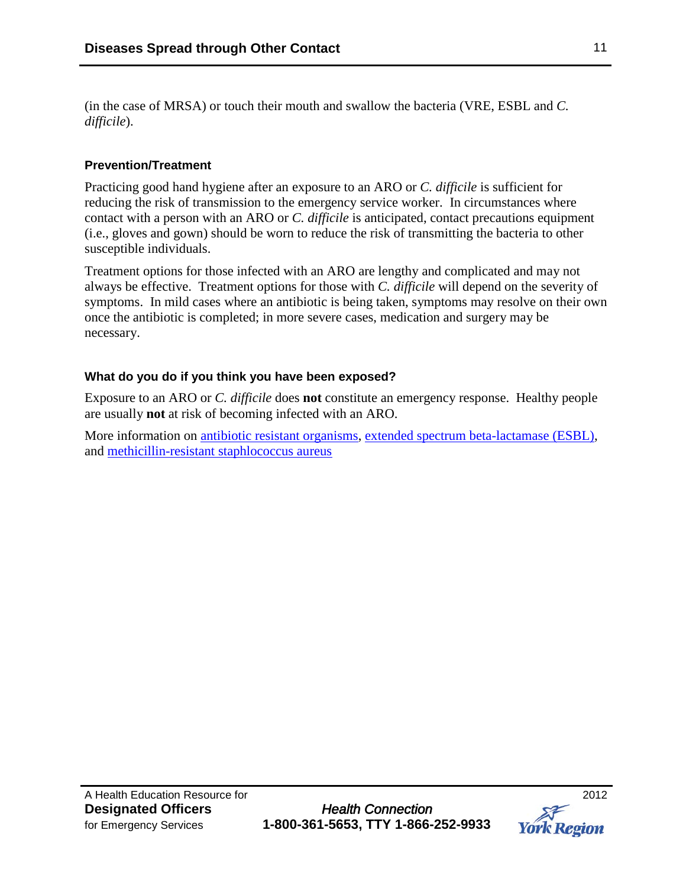(in the case of MRSA) or touch their mouth and swallow the bacteria (VRE, ESBL and *C. difficile*).

#### Prevention/Treatment

Practicing good hand hygiene after an exposure to an ARO or *C. difficile* is sufficient for reducing the risk of transmission to the emergency service worker. In circumstances where contact with a person with an ARO or *C. difficile* is anticipated, contact precautions equipment (i.e., gloves and gown) should be worn to reduce the risk of transmitting the bacteria to other susceptible individuals.

Treatment options for those infected with an ARO are lengthy and complicated and may not always be effective. Treatment options for those with *C. difficile* will depend on the severity of symptoms. In mild cases where an antibiotic is being taken, symptoms may resolve on their own once the antibiotic is completed; in more severe cases, medication and surgery may be necessary.

#### What do you do if you think you have been exposed?

Exposure to an ARO or *C. difficile* does **not** constitute an emergency response. Healthy people are usually **not** at risk of becoming infected with an ARO.

More information on antibiotic resistant organisms, extended spectrum beta-lactamase (ESBL), and methicillin-resistant staphlococcus aureus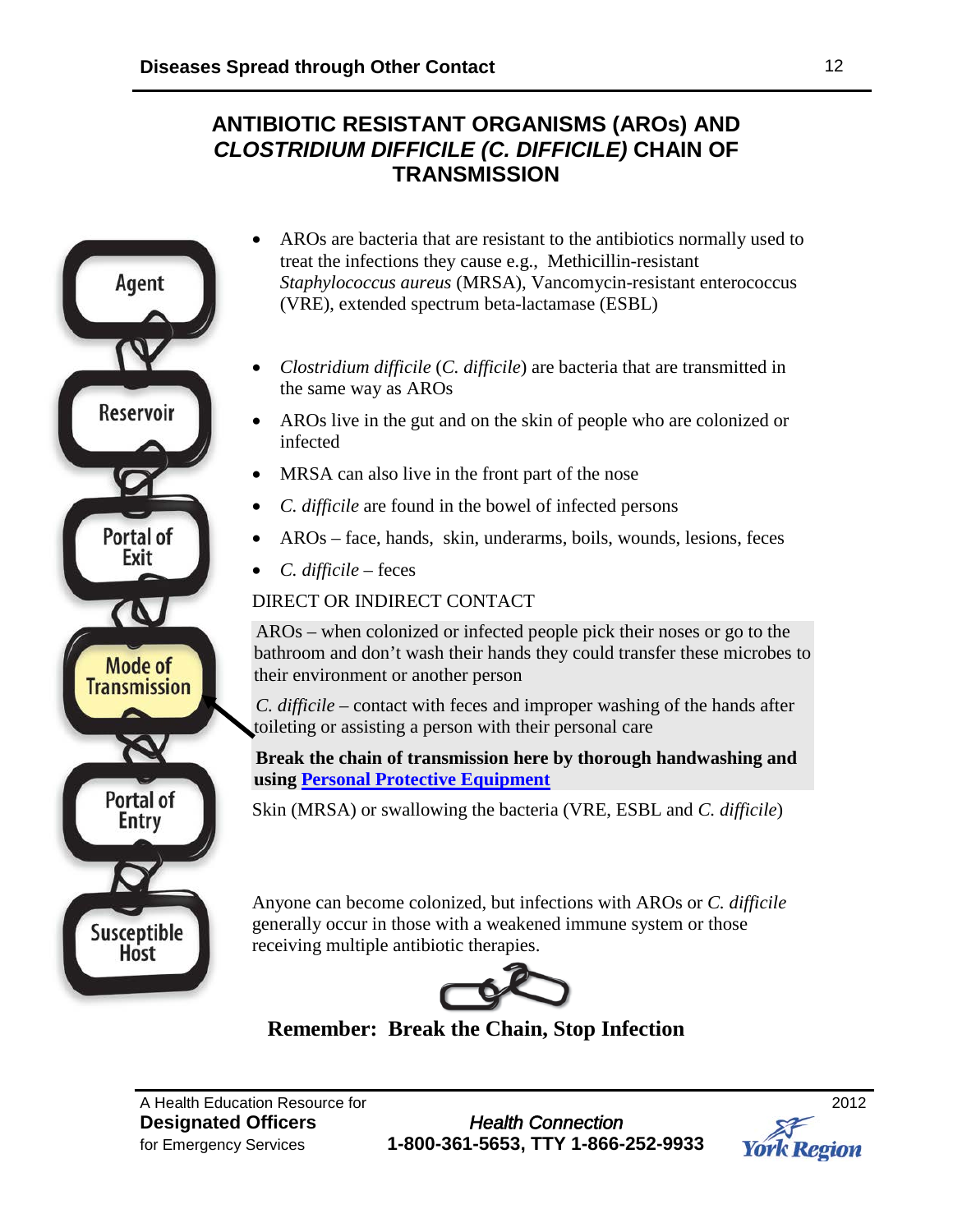# ANTIBIOTIC RESISTANT ORGANISMS (AROs) AND *CLOSTRIDIUM DIFFICILE (C. DIFFICILE)* CHAIN OF TRANSMISSION

**Agent**

- AROs are bacteria that are resistant to the antibiotics normally used to treat the infections they cause e.g., Methicillin-resistant *Staphylococcus aureus* (MRSA), Vancomycin-resistant enterococcus (VRE), extended spectrum beta-lactamase (ESBL)
- *Clostridium difficile* (*C. difficile*) are bacteria that are transmitted in the same way as AROs

**Reservoir**

- AROs live in the gut and on the skin of people who are colonized or infected
- MRSA can also live in the front part of the nose
- *C. difficile* are found in the bowel of infected persons

**Portal of Exit**

- AROs – face, hands, skin, underarms, boils, wounds, lesions, feces
- *C. difficile* – feces

**Mode of Transmission**

DIRECT OR INDIRECT CONTACT

AROs – when colonized or infected people pick their noses or go to the bathroom and don't wash their hands they could transfer these microbes to their environment or another person

*C. difficile* – contact with feces and improper washing of the hands after toileting or assisting a person with their personal care

**Break the chain of transmission here by thorough handwashing and using Personal Protective Equipment**

**Portal of Entry**

Skin (MRSA) or swallowing the bacteria (VRE, ESBL and *C. difficile*)

**Susceptible Host**

Anyone can become colonized, but infections with AROs or *C. difficile* generally occur in those with a weakened immune system or those receiving multiple antibiotic therapies.

**Remember: Break the Chain, Stop Infection**

A Health Education Resource for **Designated Officers** for Emergency Services — 2012

*Health Connection* **1-800-361-5653, TTY 1-866-252-9933**

York Region